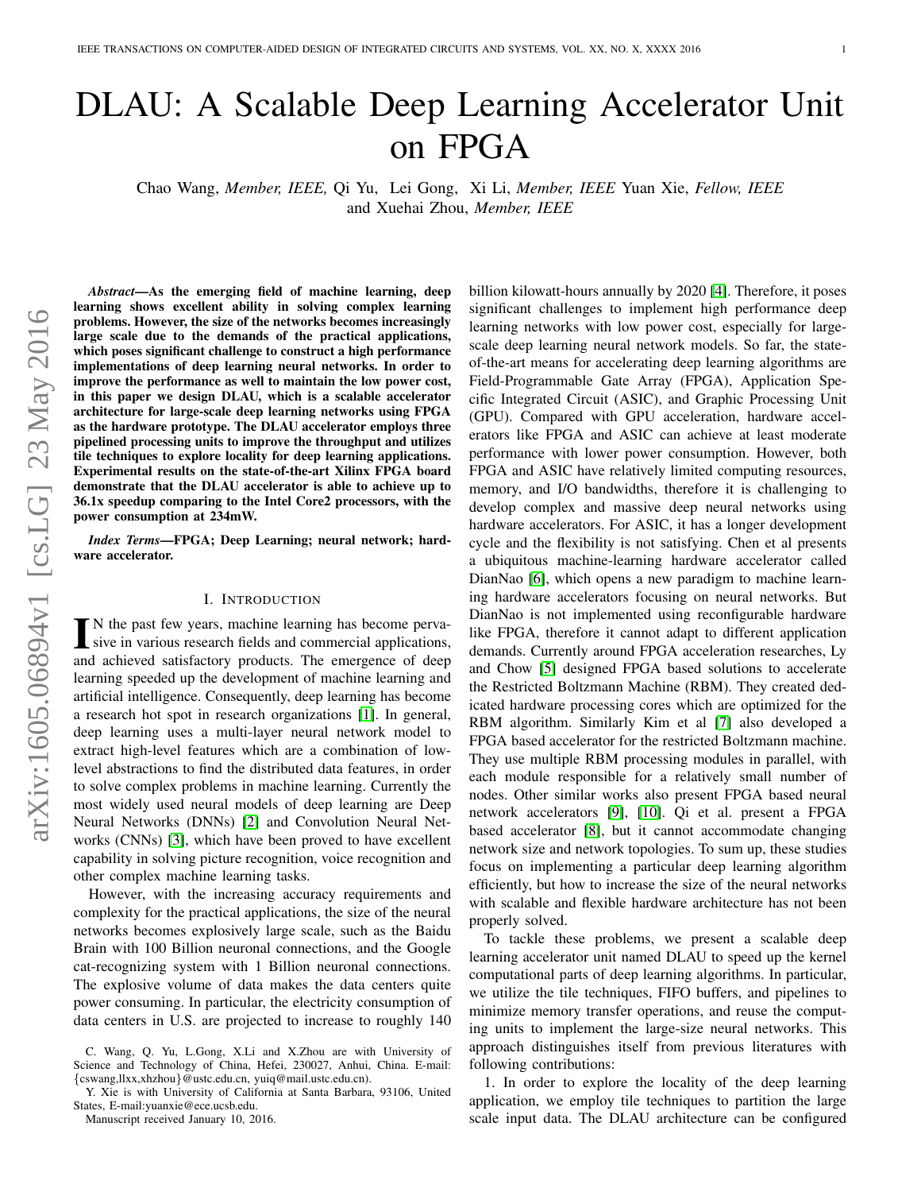# DLAU: A Scalable Deep Learning Accelerator Unit on FPGA

Chao Wang, *Member, IEEE,* Qi Yu, Lei Gong, Xi Li, *Member, IEEE* Yuan Xie, *Fellow, IEEE* and Xuehai Zhou, *Member, IEEE*

***Abstract*—As the emerging field of machine learning, deep learning shows excellent ability in solving complex learning problems. However, the size of the networks becomes increasingly large scale due to the demands of the practical applications, which poses significant challenge to construct a high performance implementations of deep learning neural networks. In order to improve the performance as well to maintain the low power cost, in this paper we design DLAU, which is a scalable accelerator architecture for large-scale deep learning networks using FPGA as the hardware prototype. The DLAU accelerator employs three pipelined processing units to improve the throughput and utilizes tile techniques to explore locality for deep learning applications. Experimental results on the state-of-the-art Xilinx FPGA board demonstrate that the DLAU accelerator is able to achieve up to 36.1x speedup comparing to the Intel Core2 processors, with the power consumption at 234mW.**

***Index Terms*—FPGA; Deep Learning; neural network; hardware accelerator.**

## I. Introduction

In the past few years, machine learning has become pervasive in various research fields and commercial applications, and achieved satisfactory products. The emergence of deep learning speeded up the development of machine learning and artificial intelligence. Consequently, deep learning has become a research hot spot in research organizations [1]. In general, deep learning uses a multi-layer neural network model to extract high-level features which are a combination of low-level abstractions to find the distributed data features, in order to solve complex problems in machine learning. Currently the most widely used neural models of deep learning are Deep Neural Networks (DNNs) [2] and Convolution Neural Networks (CNNs) [3], which have been proved to have excellent capability in solving picture recognition, voice recognition and other complex machine learning tasks.

However, with the increasing accuracy requirements and complexity for the practical applications, the size of the neural networks becomes explosively large scale, such as the Baidu Brain with 100 Billion neuronal connections, and the Google cat-recognizing system with 1 Billion neuronal connections. The explosive volume of data makes the data centers quite power consuming. In particular, the electricity consumption of data centers in U.S. are projected to increase to roughly 140 billion kilowatt-hours annually by 2020 [4]. Therefore, it poses significant challenges to implement high performance deep learning networks with low power cost, especially for large-scale deep learning neural network models. So far, the state-of-the-art means for accelerating deep learning algorithms are Field-Programmable Gate Array (FPGA), Application Specific Integrated Circuit (ASIC), and Graphic Processing Unit (GPU). Compared with GPU acceleration, hardware accelerators like FPGA and ASIC can achieve at least moderate performance with lower power consumption. However, both FPGA and ASIC have relatively limited computing resources, memory, and I/O bandwidths, therefore it is challenging to develop complex and massive deep neural networks using hardware accelerators. For ASIC, it has a longer development cycle and the flexibility is not satisfying. Chen et al presents a ubiquitous machine-learning hardware accelerator called DianNao [6], which opens a new paradigm to machine learning hardware accelerators focusing on neural networks. But DianNao is not implemented using reconfigurable hardware like FPGA, therefore it cannot adapt to different application demands. Currently around FPGA acceleration researches, Ly and Chow [5] designed FPGA based solutions to accelerate the Restricted Boltzmann Machine (RBM). They created dedicated hardware processing cores which are optimized for the RBM algorithm. Similarly Kim et al [7] also developed a FPGA based accelerator for the restricted Boltzmann machine. They use multiple RBM processing modules in parallel, with each module responsible for a relatively small number of nodes. Other similar works also present FPGA based neural network accelerators [9], [10]. Qi et al. present a FPGA based accelerator [8], but it cannot accommodate changing network size and network topologies. To sum up, these studies focus on implementing a particular deep learning algorithm efficiently, but how to increase the size of the neural networks with scalable and flexible hardware architecture has not been properly solved.

To tackle these problems, we present a scalable deep learning accelerator unit named DLAU to speed up the kernel computational parts of deep learning algorithms. In particular, we utilize the tile techniques, FIFO buffers, and pipelines to minimize memory transfer operations, and reuse the computing units to implement the large-size neural networks. This approach distinguishes itself from previous literatures with following contributions:

1. In order to explore the locality of the deep learning application, we employ tile techniques to partition the large scale input data. The DLAU architecture can be configured

C. Wang, Q. Yu, L.Gong, X.Li and X.Zhou are with University of Science and Technology of China, Hefei, 230027, Anhui, China. E-mail: {cswang,llxx,xhzhou}@ustc.edu.cn, yuiq@mail.ustc.edu.cn).

Y. Xie is with University of California at Santa Barbara, 93106, United States, E-mail:yuanxie@ece.ucsb.edu.

Manuscript received January 10, 2016.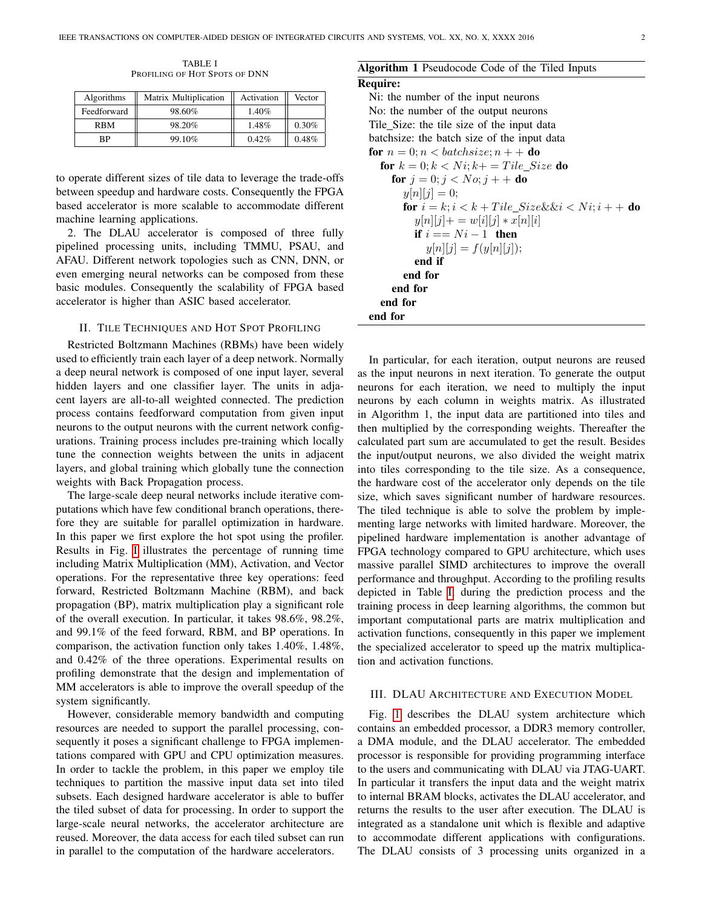TABLE I
PROFILING OF HOT SPOTS OF DNN

| Algorithms | Matrix Multiplication | Activation | Vector |
|---|---|---|---|
| Feedforward | 98.60% | 1.40% | |
| RBM | 98.20% | 1.48% | 0.30% |
| BP | 99.10% | 0.42% | 0.48% |

to operate different sizes of tile data to leverage the trade-offs between speedup and hardware costs. Consequently the FPGA based accelerator is more scalable to accommodate different machine learning applications.

2. The DLAU accelerator is composed of three fully pipelined processing units, including TMMU, PSAU, and AFAU. Different network topologies such as CNN, DNN, or even emerging neural networks can be composed from these basic modules. Consequently the scalability of FPGA based accelerator is higher than ASIC based accelerator.

## II. Tile Techniques and Hot Spot Profiling

Restricted Boltzmann Machines (RBMs) have been widely used to efficiently train each layer of a deep network. Normally a deep neural network is composed of one input layer, several hidden layers and one classifier layer. The units in adjacent layers are all-to-all weighted connected. The prediction process contains feedforward computation from given input neurons to the output neurons with the current network configurations. Training process includes pre-training which locally tune the connection weights between the units in adjacent layers, and global training which globally tune the connection weights with Back Propagation process.

The large-scale deep neural networks include iterative computations which have few conditional branch operations, therefore they are suitable for parallel optimization in hardware. In this paper we first explore the hot spot using the profiler. Results in Fig. I illustrates the percentage of running time including Matrix Multiplication (MM), Activation, and Vector operations. For the representative three key operations: feed forward, Restricted Boltzmann Machine (RBM), and back propagation (BP), matrix multiplication play a significant role of the overall execution. In particular, it takes 98.6%, 98.2%, and 99.1% of the feed forward, RBM, and BP operations. In comparison, the activation function only takes 1.40%, 1.48%, and 0.42% of the three operations. Experimental results on profiling demonstrate that the design and implementation of MM accelerators is able to improve the overall speedup of the system significantly.

However, considerable memory bandwidth and computing resources are needed to support the parallel processing, consequently it poses a significant challenge to FPGA implementations compared with GPU and CPU optimization measures. In order to tackle the problem, in this paper we employ tile techniques to partition the massive input data set into tiled subsets. Each designed hardware accelerator is able to buffer the tiled subset of data for processing. In order to support the large-scale neural networks, the accelerator architecture are reused. Moreover, the data access for each tiled subset can run in parallel to the computation of the hardware accelerators.

**Algorithm 1** Pseudocode Code of the Tiled Inputs

```
Require:
  Ni: the number of the input neurons
  No: the number of the output neurons
  Tile_Size: the tile size of the input data
  batchsize: the batch size of the input data
for n = 0; n < batchsize; n++ do
  for k = 0; k < Ni; k+ = Tile_Size do
    for j = 0; j < No; j++ do
      y[n][j] = 0;
      for i = k; i < k + Tile_Size && i < Ni; i++ do
        y[n][j]+ = w[i][j] * x[n][i]
        if i == Ni - 1 then
          y[n][j] = f(y[n][j]);
        end if
      end for
    end for
  end for
end for
```

In particular, for each iteration, output neurons are reused as the input neurons in next iteration. To generate the output neurons for each iteration, we need to multiply the input neurons by each column in weights matrix. As illustrated in Algorithm 1, the input data are partitioned into tiles and then multiplied by the corresponding weights. Thereafter the calculated part sum are accumulated to get the result. Besides the input/output neurons, we also divided the weight matrix into tiles corresponding to the tile size. As a consequence, the hardware cost of the accelerator only depends on the tile size, which saves significant number of hardware resources. The tiled technique is able to solve the problem by implementing large networks with limited hardware. Moreover, the pipelined hardware implementation is another advantage of FPGA technology compared to GPU architecture, which uses massive parallel SIMD architectures to improve the overall performance and throughput. According to the profiling results depicted in Table I, during the prediction process and the training process in deep learning algorithms, the common but important computational parts are matrix multiplication and activation functions, consequently in this paper we implement the specialized accelerator to speed up the matrix multiplication and activation functions.

## III. DLAU Architecture and Execution Model

Fig. 1 describes the DLAU system architecture which contains an embedded processor, a DDR3 memory controller, a DMA module, and the DLAU accelerator. The embedded processor is responsible for providing programming interface to the users and communicating with DLAU via JTAG-UART. In particular it transfers the input data and the weight matrix to internal BRAM blocks, activates the DLAU accelerator, and returns the results to the user after execution. The DLAU is integrated as a standalone unit which is flexible and adaptive to accommodate different applications with configurations. The DLAU consists of 3 processing units organized in a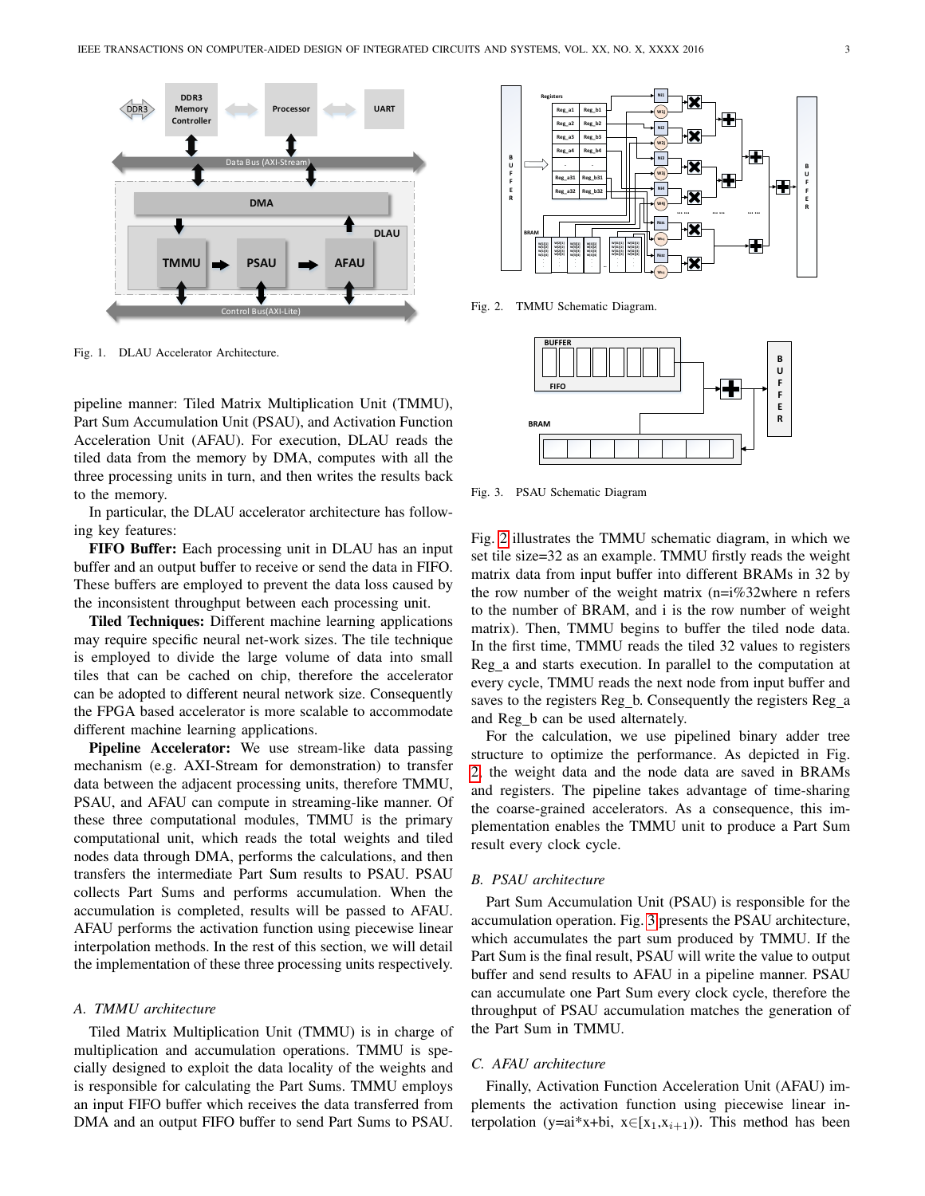Fig. 1. DLAU Accelerator Architecture.

pipeline manner: Tiled Matrix Multiplication Unit (TMMU), Part Sum Accumulation Unit (PSAU), and Activation Function Acceleration Unit (AFAU). For execution, DLAU reads the tiled data from the memory by DMA, computes with all the three processing units in turn, and then writes the results back to the memory.

In particular, the DLAU accelerator architecture has following key features:

**FIFO Buffer:** Each processing unit in DLAU has an input buffer and an output buffer to receive or send the data in FIFO. These buffers are employed to prevent the data loss caused by the inconsistent throughput between each processing unit.

**Tiled Techniques:** Different machine learning applications may require specific neural net-work sizes. The tile technique is employed to divide the large volume of data into small tiles that can be cached on chip, therefore the accelerator can be adopted to different neural network size. Consequently the FPGA based accelerator is more scalable to accommodate different machine learning applications.

**Pipeline Accelerator:** We use stream-like data passing mechanism (e.g. AXI-Stream for demonstration) to transfer data between the adjacent processing units, therefore TMMU, PSAU, and AFAU can compute in streaming-like manner. Of these three computational modules, TMMU is the primary computational unit, which reads the total weights and tiled nodes data through DMA, performs the calculations, and then transfers the intermediate Part Sum results to PSAU. PSAU collects Part Sums and performs accumulation. When the accumulation is completed, results will be passed to AFAU. AFAU performs the activation function using piecewise linear interpolation methods. In the rest of this section, we will detail the implementation of these three processing units respectively.

### A. TMMU architecture

Tiled Matrix Multiplication Unit (TMMU) is in charge of multiplication and accumulation operations. TMMU is specially designed to exploit the data locality of the weights and is responsible for calculating the Part Sums. TMMU employs an input FIFO buffer which receives the data transferred from DMA and an output FIFO buffer to send Part Sums to PSAU.

Fig. 2. TMMU Schematic Diagram.

Fig. 3. PSAU Schematic Diagram

Fig. 2 illustrates the TMMU schematic diagram, in which we set tile size=32 as an example. TMMU firstly reads the weight matrix data from input buffer into different BRAMs in 32 by the row number of the weight matrix (n=i%32where n refers to the number of BRAM, and i is the row number of weight matrix). Then, TMMU begins to buffer the tiled node data. In the first time, TMMU reads the tiled 32 values to registers Reg_a and starts execution. In parallel to the computation at every cycle, TMMU reads the next node from input buffer and saves to the registers Reg_b. Consequently the registers Reg_a and Reg_b can be used alternately.

For the calculation, we use pipelined binary adder tree structure to optimize the performance. As depicted in Fig. 2, the weight data and the node data are saved in BRAMs and registers. The pipeline takes advantage of time-sharing the coarse-grained accelerators. As a consequence, this implementation enables the TMMU unit to produce a Part Sum result every clock cycle.

### B. PSAU architecture

Part Sum Accumulation Unit (PSAU) is responsible for the accumulation operation. Fig. 3 presents the PSAU architecture, which accumulates the part sum produced by TMMU. If the Part Sum is the final result, PSAU will write the value to output buffer and send results to AFAU in a pipeline manner. PSAU can accumulate one Part Sum every clock cycle, therefore the throughput of PSAU accumulation matches the generation of the Part Sum in TMMU.

### C. AFAU architecture

Finally, Activation Function Acceleration Unit (AFAU) implements the activation function using piecewise linear interpolation (y=ai*x+bi, x∈[$x_1$,$x_{i+1}$)). This method has been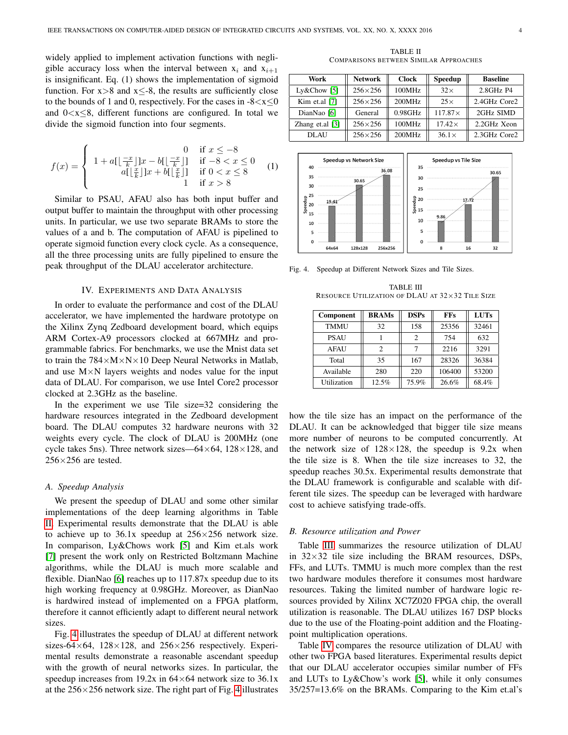widely applied to implement activation functions with negligible accuracy loss when the interval between $x_i$ and $x_{i+1}$ is insignificant. Eq. (1) shows the implementation of sigmoid function. For $x>8$ and $x\leq-8$, the results are sufficiently close to the bounds of 1 and 0, respectively. For the cases in $-8<x\leq0$ and $0<x\leq8$, different functions are configured. In total we divide the sigmoid function into four segments.

$$f(x) = \begin{cases} 0 & \text{if } x \leq -8 \\ 1 + a[\lfloor \frac{-x}{k} \rfloor]x - b[\lfloor \frac{-x}{k} \rfloor] & \text{if } -8 < x \leq 0 \\ a[\lfloor \frac{x}{k} \rfloor]x + b[\lfloor \frac{x}{k} \rfloor] & \text{if } 0 < x \leq 8 \\ 1 & \text{if } x > 8 \end{cases} \quad (1)$$

Similar to PSAU, AFAU also has both input buffer and output buffer to maintain the throughput with other processing units. In particular, we use two separate BRAMs to store the values of a and b. The computation of AFAU is pipelined to operate sigmoid function every clock cycle. As a consequence, all the three processing units are fully pipelined to ensure the peak throughput of the DLAU accelerator architecture.

## IV. Experiments and Data Analysis

In order to evaluate the performance and cost of the DLAU accelerator, we have implemented the hardware prototype on the Xilinx Zynq Zedboard development board, which equips ARM Cortex-A9 processors clocked at 667MHz and programmable fabrics. For benchmarks, we use the Mnist data set to train the 784×M×N×10 Deep Neural Networks in Matlab, and use M×N layers weights and nodes value for the input data of DLAU. For comparison, we use Intel Core2 processor clocked at 2.3GHz as the baseline.

In the experiment we use Tile size=32 considering the hardware resources integrated in the Zedboard development board. The DLAU computes 32 hardware neurons with 32 weights every cycle. The clock of DLAU is 200MHz (one cycle takes 5ns). Three network sizes—64×64, 128×128, and 256×256 are tested.

### *A. Speedup Analysis*

We present the speedup of DLAU and some other similar implementations of the deep learning algorithms in Table II. Experimental results demonstrate that the DLAU is able to achieve up to 36.1x speedup at 256×256 network size. In comparison, Ly&Chows work [5] and Kim et.als work [7] present the work only on Restricted Boltzmann Machine algorithms, while the DLAU is much more scalable and flexible. DianNao [6] reaches up to 117.87x speedup due to its high working frequency at 0.98GHz. Moreover, as DianNao is hardwired instead of implemented on a FPGA platform, therefore it cannot efficiently adapt to different neural network sizes.

Fig. 4 illustrates the speedup of DLAU at different network sizes-64×64, 128×128, and 256×256 respectively. Experimental results demonstrate a reasonable ascendant speedup with the growth of neural networks sizes. In particular, the speedup increases from 19.2x in 64×64 network size to 36.1x at the 256×256 network size. The right part of Fig. 4 illustrates how the tile size has an impact on the performance of the DLAU. It can be acknowledged that bigger tile size means more number of neurons to be computed concurrently. At the network size of 128×128, the speedup is 9.2x when the tile size is 8. When the tile size increases to 32, the speedup reaches 30.5x. Experimental results demonstrate that the DLAU framework is configurable and scalable with different tile sizes. The speedup can be leveraged with hardware cost to achieve satisfying trade-offs.

TABLE II
Comparisons between Similar Approaches

| Work | Network | Clock | Speedup | Baseline |
|---|---|---|---|---|
| Ly&Chow [5] | 256×256 | 100MHz | 32× | 2.8GHz P4 |
| Kim et.al [7] | 256×256 | 200MHz | 25× | 2.4GHz Core2 |
| DianNao [6] | General | 0.98GHz | 117.87× | 2GHz SIMD |
| Zhang et.al [3] | 256×256 | 100MHz | 17.42× | 2.2GHz Xeon |
| DLAU | 256×256 | 200MHz | 36.1× | 2.3GHz Core2 |

Fig. 4. Speedup at Different Network Sizes and Tile Sizes.

TABLE III
Resource Utilization of DLAU at 32×32 Tile Size

| Component | BRAMs | DSPs | FFs | LUTs |
|---|---|---|---|---|
| TMMU | 32 | 158 | 25356 | 32461 |
| PSAU | 1 | 2 | 754 | 632 |
| AFAU | 2 | 7 | 2216 | 3291 |
| Total | 35 | 167 | 28326 | 36384 |
| Available | 280 | 220 | 106400 | 53200 |
| Utilization | 12.5% | 75.9% | 26.6% | 68.4% |

### *B. Resource utilization and Power*

Table III summarizes the resource utilization of DLAU in 32×32 tile size including the BRAM resources, DSPs, FFs, and LUTs. TMMU is much more complex than the rest two hardware modules therefore it consumes most hardware resources. Taking the limited number of hardware logic resources provided by Xilinx XC7Z020 FPGA chip, the overall utilization is reasonable. The DLAU utilizes 167 DSP blocks due to the use of the Floating-point addition and the Floating-point multiplication operations.

Table IV compares the resource utilization of DLAU with other two FPGA based literatures. Experimental results depict that our DLAU accelerator occupies similar number of FFs and LUTs to Ly&Chow's work [5], while it only consumes 35/257=13.6% on the BRAMs. Comparing to the Kim et.al's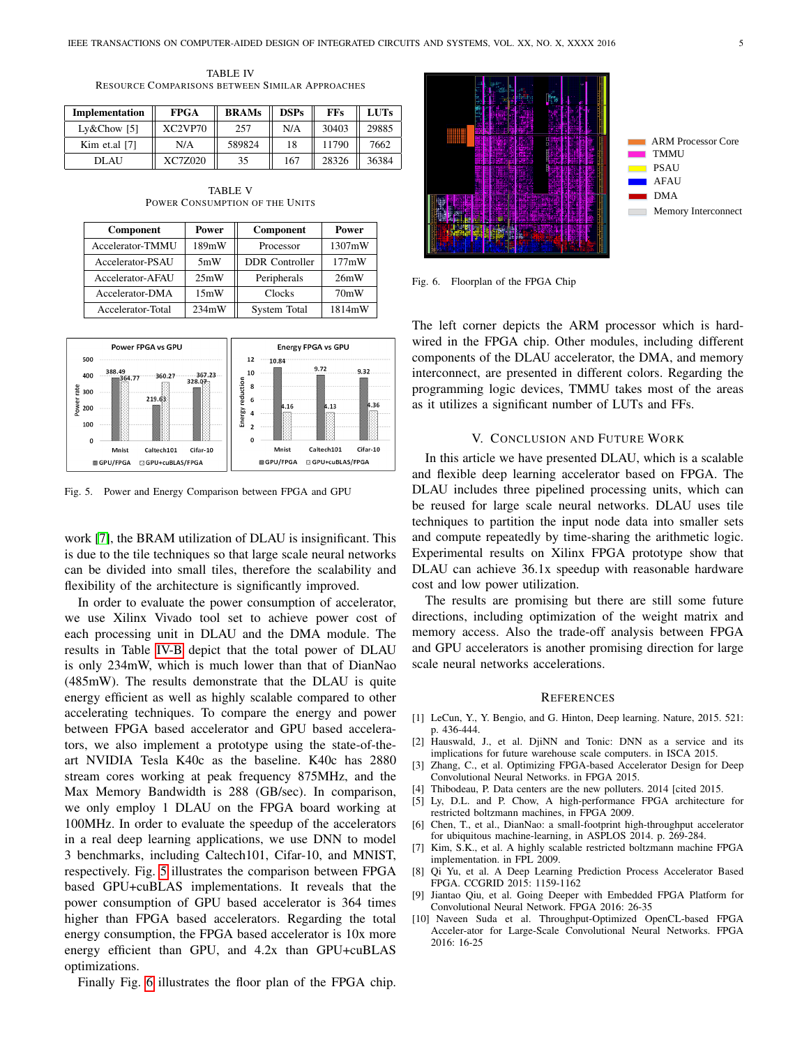TABLE IV
RESOURCE COMPARISONS BETWEEN SIMILAR APPROACHES

| Implementation | FPGA | BRAMs | DSPs | FFs | LUTs |
|---|---|---|---|---|---|
| Ly&Chow [5] | XC2VP70 | 257 | N/A | 30403 | 29885 |
| Kim et.al [7] | N/A | 589824 | 18 | 11790 | 7662 |
| DLAU | XC7Z020 | 35 | 167 | 28326 | 36384 |

TABLE V
POWER CONSUMPTION OF THE UNITS

| Component | Power | Component | Power |
|---|---|---|---|
| Accelerator-TMMU | 189mW | Processor | 1307mW |
| Accelerator-PSAU | 5mW | DDR Controller | 177mW |
| Accelerator-AFAU | 25mW | Peripherals | 26mW |
| Accelerator-DMA | 15mW | Clocks | 70mW |
| Accelerator-Total | 234mW | System Total | 1814mW |

Power FPGA vs GPU
Power rate
500
400
300
200
100
0
388.49
364.77
219.63
360.27
367.23
328.07
Mnist
Caltech101
Cifar-10
GPU/FPGA
GPU+cuBLAS/FPGA

Energy FPGA vs GPU
Energy reduction
12
10
8
6
4
2
0
10.84
4.16
9.72
4.13
9.32
4.36
Mnist
Caltech101
Cifar-10
GPU/FPGA
GPU+cuBLAS/FPGA

Fig. 5. Power and Energy Comparison between FPGA and GPU

work [7], the BRAM utilization of DLAU is insignificant. This is due to the tile techniques so that large scale neural networks can be divided into small tiles, therefore the scalability and flexibility of the architecture is significantly improved.

In order to evaluate the power consumption of accelerator, we use Xilinx Vivado tool set to achieve power cost of each processing unit in DLAU and the DMA module. The results in Table IV-B depict that the total power of DLAU is only 234mW, which is much lower than that of DianNao (485mW). The results demonstrate that the DLAU is quite energy efficient as well as highly scalable compared to other accelerating techniques. To compare the energy and power between FPGA based accelerator and GPU based accelerators, we also implement a prototype using the state-of-the-art NVIDIA Tesla K40c as the baseline. K40c has 2880 stream cores working at peak frequency 875MHz, and the Max Memory Bandwidth is 288 (GB/sec). In comparison, we only employ 1 DLAU on the FPGA board working at 100MHz. In order to evaluate the speedup of the accelerators in a real deep learning applications, we use DNN to model 3 benchmarks, including Caltech101, Cifar-10, and MNIST, respectively. Fig. 5 illustrates the comparison between FPGA based GPU+cuBLAS implementations. It reveals that the power consumption of GPU based accelerator is 364 times higher than FPGA based accelerators. Regarding the total energy consumption, the FPGA based accelerator is 10x more energy efficient than GPU, and 4.2x than GPU+cuBLAS optimizations.

Finally Fig. 6 illustrates the floor plan of the FPGA chip.

ARM Processor Core
TMMU
PSAU
AFAU
DMA
Memory Interconnect

Fig. 6. Floorplan of the FPGA Chip

The left corner depicts the ARM processor which is hardwired in the FPGA chip. Other modules, including different components of the DLAU accelerator, the DMA, and memory interconnect, are presented in different colors. Regarding the programming logic devices, TMMU takes most of the areas as it utilizes a significant number of LUTs and FFs.

## V. CONCLUSION AND FUTURE WORK

In this article we have presented DLAU, which is a scalable and flexible deep learning accelerator based on FPGA. The DLAU includes three pipelined processing units, which can be reused for large scale neural networks. DLAU uses tile techniques to partition the input node data into smaller sets and compute repeatedly by time-sharing the arithmetic logic. Experimental results on Xilinx FPGA prototype show that DLAU can achieve 36.1x speedup with reasonable hardware cost and low power utilization.

The results are promising but there are still some future directions, including optimization of the weight matrix and memory access. Also the trade-off analysis between FPGA and GPU accelerators is another promising direction for large scale neural networks accelerations.

## REFERENCES

[1] LeCun, Y., Y. Bengio, and G. Hinton, Deep learning. Nature, 2015. 521: p. 436-444.
[2] Hauswald, J., et al. DjiNN and Tonic: DNN as a service and its implications for future warehouse scale computers. in ISCA 2015.
[3] Zhang, C., et al. Optimizing FPGA-based Accelerator Design for Deep Convolutional Neural Networks. in FPGA 2015.
[4] Thibodeau, P. Data centers are the new polluters. 2014 [cited 2015.
[5] Ly, D.L. and P. Chow, A high-performance FPGA architecture for restricted boltzmann machines. in FPGA 2009.
[6] Chen, T., et al., DianNao: a small-footprint high-throughput accelerator for ubiquitous machine-learning, in ASPLOS 2014. p. 269-284.
[7] Kim, S.K., et al. A highly scalable restricted boltzmann machine FPGA implementation. in FPL 2009.
[8] Qi Yu, et al. A Deep Learning Prediction Process Accelerator Based FPGA. CCGRID 2015: 1159-1162
[9] Jiantao Qiu, et al. Going Deeper with Embedded FPGA Platform for Convolutional Neural Network. FPGA 2016: 26-35
[10] Naveen Suda et al. Throughput-Optimized OpenCL-based FPGA Acceler-ator for Large-Scale Convolutional Neural Networks. FPGA 2016: 16-25